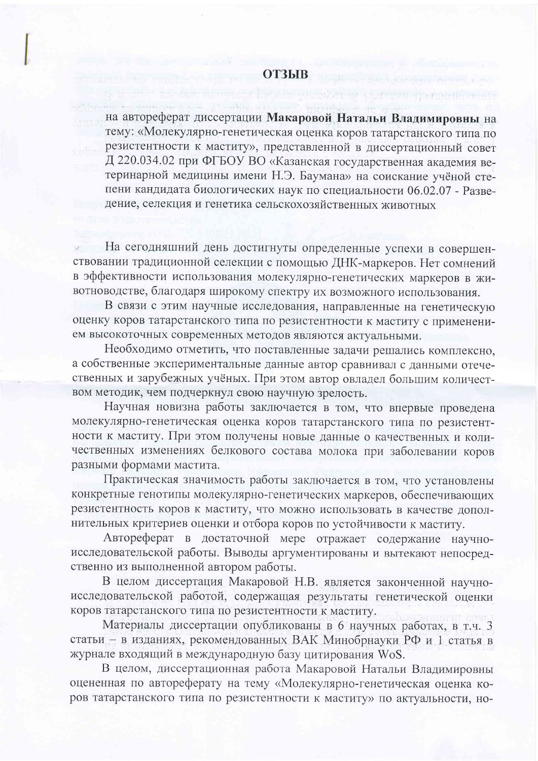# ОТЗЫВ

на автореферат диссертации **Макаровой Натальи Владимировны** на тему: «Молекулярно-генетическая оценка коров татарстанского типа по резистентности к маститу», представленной в диссертационный совет Д 220.034.02 при ФГБОУ ВО «Казанская государственная академия ветеринарной медицины имени Н.Э. Баумана» на соискание учёной степени кандидата биологических наук по специальности 06.02.07 - Разведение, селекция и генетика сельскохозяйственных животных

На сегодняшний день достигнуты определенные успехи в совершенствовании традиционной селекции с помощью ДНК-маркеров. Нет сомнений в эффективности использования молекулярно-генетических маркеров в животноводстве, благодаря широкому спектру их возможного использования.

В связи с этим научные исследования, направленные на генетическую оценку коров татарстанского типа по резистентности к маститу с применением высокоточных современных методов являются актуальными.

Необходимо отметить, что поставленные задачи решались комплексно, а собственные экспериментальные данные автор сравнивал с данными отечественных и зарубежных учёных. При этом автор овладел большим количеством методик, чем подчеркнул свою научную зрелость.

Научная новизна работы заключается в том, что впервые проведена молекулярно-генетическая оценка коров татарстанского типа по резистентности к маститу. При этом получены новые данные о качественных и количественных изменениях белкового состава молока при заболевании коров разными формами мастита.

Практическая значимость работы заключается в том, что установлены конкретные генотипы молекулярно-генетических маркеров, обеспечивающих резистентность коров к маститу, что можно использовать в качестве дополнительных критериев оценки и отбора коров по устойчивости к маститу.

Автореферат в достаточной мере отражает содержание научно-исследовательской работы. Выводы аргументированы и вытекают непосредственно из выполненной автором работы.

В целом диссертация Макаровой Н.В. является законченной научно-исследовательской работой, содержащая результаты генетической оценки коров татарстанского типа по резистентности к маститу.

Материалы диссертации опубликованы в 6 научных работах, в т.ч. 3 статьи – в изданиях, рекомендованных ВАК Минобрнауки РФ и 1 статья в журнале входящий в международную базу цитирования WoS.

В целом, диссертационная работа Макаровой Натальи Владимировны оцененная по автореферату на тему «Молекулярно-генетическая оценка коров татарстанского типа по резистентности к маститу» по актуальности, но-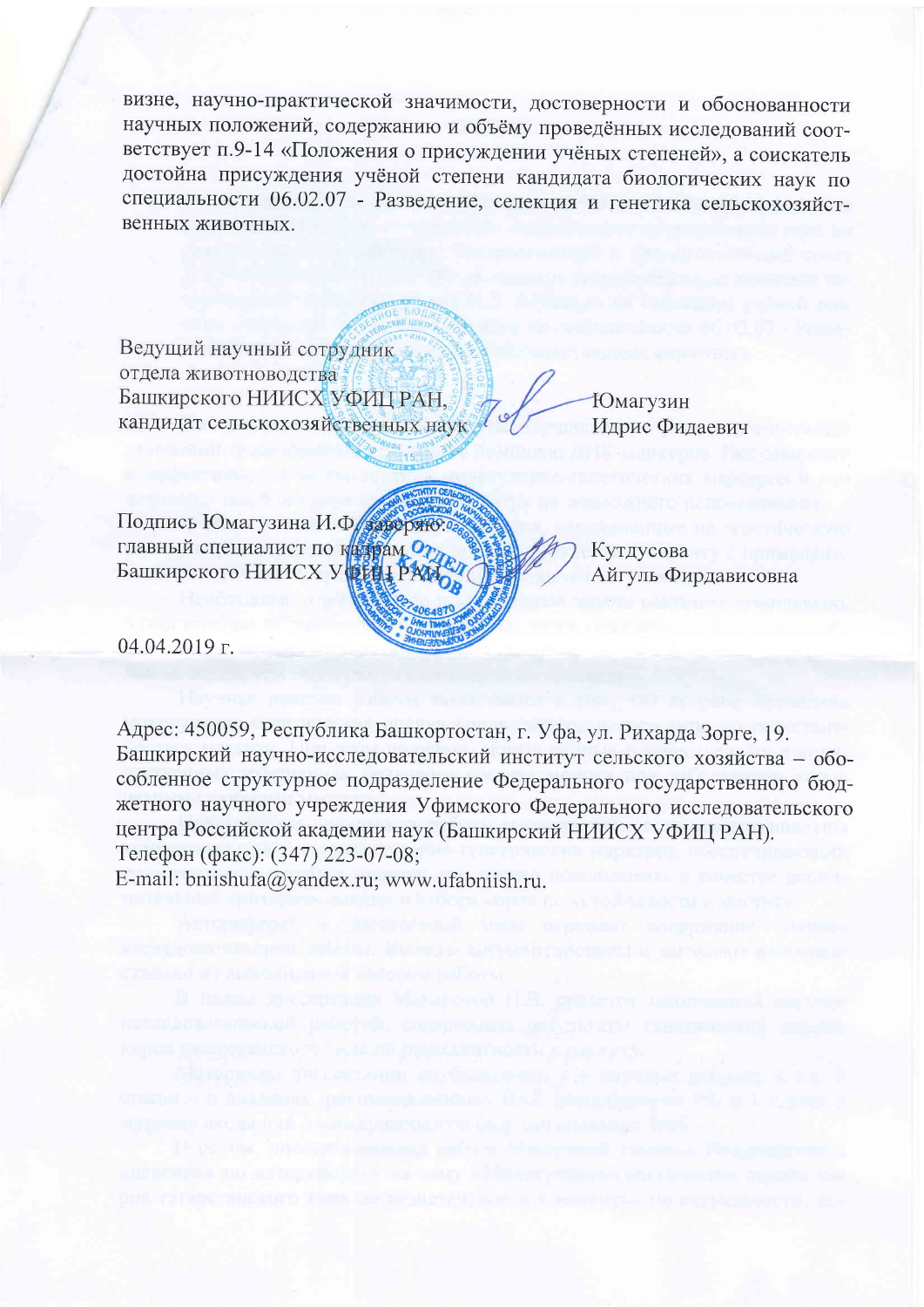визне, научно-практической значимости, достоверности и обоснованности научных положений, содержанию и объёму проведённых исследований соответствует п.9-14 «Положения о присуждении учёных степеней», а соискатель достойна присуждения учёной степени кандидата биологических наук по специальности 06.02.07 - Разведение, селекция и генетика сельскохозяйственных животных.

Ведущий научный сотрудник
отдела животноводства
Башкирского НИИСХ УФИЦ РАН,
кандидат сельскохозяйственных наук

Юмагузин
Идрис Фидаевич

Подпись Юмагузина И.Ф. заверяю:
главный специалист по кадрам
Башкирского НИИСХ УФИЦ РАН

Кутдусова
Айгуль Фирдависовна

04.04.2019 г.

Адрес: 450059, Республика Башкортостан, г. Уфа, ул. Рихарда Зорге, 19.
Башкирский научно-исследовательский институт сельского хозяйства – обособленное структурное подразделение Федерального государственного бюджетного научного учреждения Уфимского Федерального исследовательского центра Российской академии наук (Башкирский НИИСХ УФИЦ РАН).
Телефон (факс): (347) 223-07-08;
E-mail: bniishufa@yandex.ru; www.ufabniish.ru.